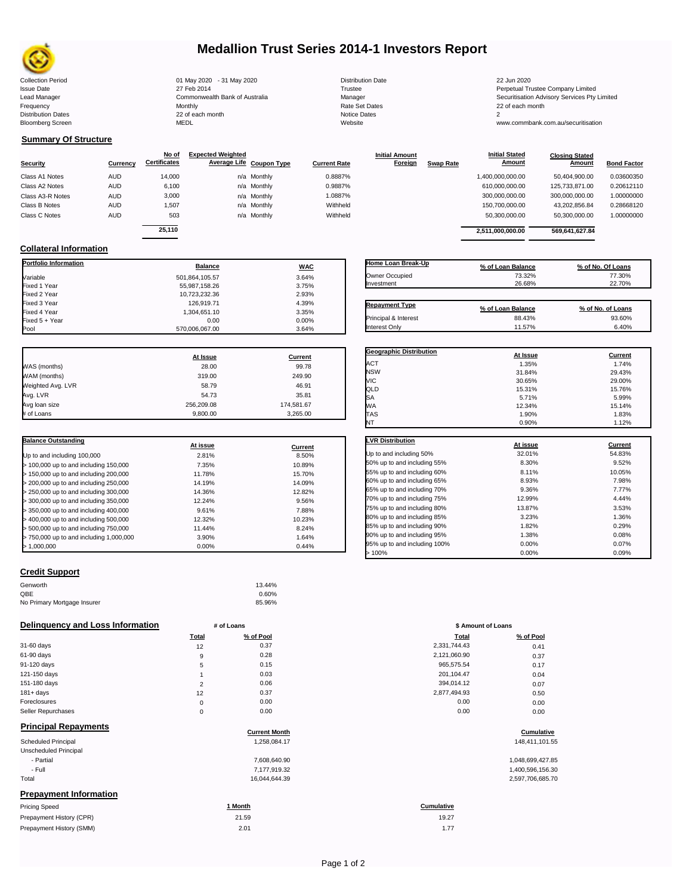# Medallion Trust Series 2014-1 Investors Report

| | | | |
|---|---|---|---|
| Collection Period | 01 May 2020 - 31 May 2020 | Distribution Date | 22 Jun 2020 |
| Issue Date | 27 Feb 2014 | Trustee | Perpetual Trustee Company Limited |
| Lead Manager | Commonwealth Bank of Australia | Manager | Securitisation Advisory Services Pty Limited |
| Frequency | Monthly | Rate Set Dates | 22 of each month |
| Distribution Dates | 22 of each month | Notice Dates | 2 |
| Bloomberg Screen | MEDL | Website | www.commbank.com.au/securitisation |

## Summary Of Structure

| Security | Currency | No of Certificates | Expected Weighted Average Life | Coupon Type | Current Rate | Initial Amount Foreign | Swap Rate | Initial Stated Amount | Closing Stated Amount | Bond Factor |
|---|---|---|---|---|---|---|---|---|---|---|
| Class A1 Notes | AUD | 14,000 | n/a | Monthly | 0.8887% | | | 1,400,000,000.00 | 50,404,900.00 | 0.03600350 |
| Class A2 Notes | AUD | 6,100 | n/a | Monthly | 0.9887% | | | 610,000,000.00 | 125,733,871.00 | 0.20612110 |
| Class A3-R Notes | AUD | 3,000 | n/a | Monthly | 1.0887% | | | 300,000,000.00 | 300,000,000.00 | 1.00000000 |
| Class B Notes | AUD | 1,507 | n/a | Monthly | Withheld | | | 150,700,000.00 | 43,202,856.84 | 0.28668120 |
| Class C Notes | AUD | 503 | n/a | Monthly | Withheld | | | 50,300,000.00 | 50,300,000.00 | 1.00000000 |
| | | 25,110 | | | | | | 2,511,000,000.00 | 569,641,627.84 | |

## Collateral Information

| Portfolio Information | Balance | WAC |
|---|---|---|
| Variable | 501,864,105.57 | 3.64% |
| Fixed 1 Year | 55,987,158.26 | 3.75% |
| Fixed 2 Year | 10,723,232.36 | 2.93% |
| Fixed 3 Year | 126,919.71 | 4.39% |
| Fixed 4 Year | 1,304,651.10 | 3.35% |
| Fixed 5 + Year | 0.00 | 0.00% |
| Pool | 570,006,067.00 | 3.64% |

| Home Loan Break-Up | % of Loan Balance | % of No. Of Loans |
|---|---|---|
| Owner Occupied | 73.32% | 77.30% |
| Investment | 26.68% | 22.70% |

| Repayment Type | % of Loan Balance | % of No. of Loans |
|---|---|---|
| Principal & Interest | 88.43% | 93.60% |
| Interest Only | 11.57% | 6.40% |

| | At Issue | Current |
|---|---|---|
| WAS (months) | 28.00 | 99.78 |
| WAM (months) | 319.00 | 249.90 |
| Weighted Avg. LVR | 58.79 | 46.91 |
| Avg. LVR | 54.73 | 35.81 |
| Avg loan size | 256,209.08 | 174,581.67 |
| # of Loans | 9,800.00 | 3,265.00 |

| Geographic Distribution | At Issue | Current |
|---|---|---|
| ACT | 1.35% | 1.74% |
| NSW | 31.84% | 29.43% |
| VIC | 30.65% | 29.00% |
| QLD | 15.31% | 15.76% |
| SA | 5.71% | 5.99% |
| WA | 12.34% | 15.14% |
| TAS | 1.90% | 1.83% |
| NT | 0.90% | 1.12% |

| Balance Outstanding | At issue | Current |
|---|---|---|
| Up to and including 100,000 | 2.81% | 8.50% |
| > 100,000 up to and including 150,000 | 7.35% | 10.89% |
| > 150,000 up to and including 200,000 | 11.78% | 15.70% |
| > 200,000 up to and including 250,000 | 14.19% | 14.09% |
| > 250,000 up to and including 300,000 | 14.36% | 12.82% |
| > 300,000 up to and including 350,000 | 12.24% | 9.56% |
| > 350,000 up to and including 400,000 | 9.61% | 7.88% |
| > 400,000 up to and including 500,000 | 12.32% | 10.23% |
| > 500,000 up to and including 750,000 | 11.44% | 8.24% |
| > 750,000 up to and including 1,000,000 | 3.90% | 1.64% |
| > 1,000,000 | 0.00% | 0.44% |

| LVR Distribution | At issue | Current |
|---|---|---|
| Up to and including 50% | 32.01% | 54.83% |
| 50% up to and including 55% | 8.30% | 9.52% |
| 55% up to and including 60% | 8.11% | 10.05% |
| 60% up to and including 65% | 8.93% | 7.98% |
| 65% up to and including 70% | 9.36% | 7.77% |
| 70% up to and including 75% | 12.99% | 4.44% |
| 75% up to and including 80% | 13.87% | 3.53% |
| 80% up to and including 85% | 3.23% | 1.36% |
| 85% up to and including 90% | 1.82% | 0.29% |
| 90% up to and including 95% | 1.38% | 0.08% |
| 95% up to and including 100% | 0.00% | 0.07% |
| > 100% | 0.00% | 0.09% |

## Credit Support

| | |
|---|---|
| Genworth | 13.44% |
| QBE | 0.60% |
| No Primary Mortgage Insurer | 85.96% |

## Delinquency and Loss Information

| | # of Loans Total | # of Loans % of Pool | $ Amount of Loans Total | $ Amount of Loans % of Pool |
|---|---|---|---|---|
| 31-60 days | 12 | 0.37 | 2,331,744.43 | 0.41 |
| 61-90 days | 9 | 0.28 | 2,121,060.90 | 0.37 |
| 91-120 days | 5 | 0.15 | 965,575.54 | 0.17 |
| 121-150 days | 1 | 0.03 | 201,104.47 | 0.04 |
| 151-180 days | 2 | 0.06 | 394,014.12 | 0.07 |
| 181+ days | 12 | 0.37 | 2,877,494.93 | 0.50 |
| Foreclosures | 0 | 0.00 | 0.00 | 0.00 |
| Seller Repurchases | 0 | 0.00 | 0.00 | 0.00 |

## Principal Repayments

| | Current Month | Cumulative |
|---|---|---|
| Scheduled Principal | 1,258,084.17 | 148,411,101.55 |
| Unscheduled Principal | | |
| - Partial | 7,608,640.90 | 1,048,699,427.85 |
| - Full | 7,177,919.32 | 1,400,596,156.30 |
| Total | 16,044,644.39 | 2,597,706,685.70 |

## Prepayment Information

| Pricing Speed | 1 Month | Cumulative |
|---|---|---|
| Prepayment History (CPR) | 21.59 | 19.27 |
| Prepayment History (SMM) | 2.01 | 1.77 |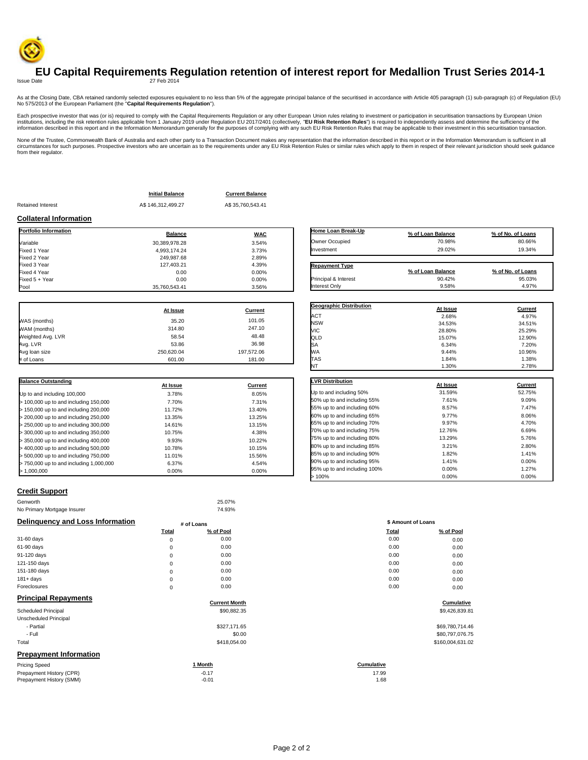# EU Capital Requirements Regulation retention of interest report for Medallion Trust Series 2014-1

Issue Date 27 Feb 2014

As at the Closing Date, CBA retained randomly selected exposures equivalent to no less than 5% of the aggregate principal balance of the securitised in accordance with Article 405 paragraph (1) sub-paragraph (c) of Regulation (EU) No 575/2013 of the European Parliament (the "**Capital Requirements Regulation**").

Each prospective investor that was (or is) required to comply with the Capital Requirements Regulation or any other European Union rules relating to investment or participation in securitisation transactions by European Union institutions, including the risk retention rules applicable from 1 January 2019 under Regulation EU 2017/2401 (collectively, "**EU Risk Retention Rules**") is required to independently assess and determine the sufficiency of the information described in this report and in the Information Memorandum generally for the purposes of complying with any such EU Risk Retention Rules that may be applicable to their investment in this securitisation transaction.

None of the Trustee, Commonwealth Bank of Australia and each other party to a Transaction Document makes any representation that the information described in this report or in the Information Memorandum is sufficient in all circumstances for such purposes. Prospective investors who are uncertain as to the requirements under any EU Risk Retention Rules or similar rules which apply to them in respect of their relevant jurisdiction should seek guidance from their regulator.

| | Initial Balance | Current Balance |
|---|---|---|
| Retained Interest | A$ 146,312,499.27 | A$ 35,760,543.41 |

## Collateral Information

| Portfolio Information | Balance | WAC |
|---|---|---|
| Variable | 30,389,978.28 | 3.54% |
| Fixed 1 Year | 4,993,174.24 | 3.73% |
| Fixed 2 Year | 249,987.68 | 2.89% |
| Fixed 3 Year | 127,403.21 | 4.39% |
| Fixed 4 Year | 0.00 | 0.00% |
| Fixed 5 + Year | 0.00 | 0.00% |
| Pool | 35,760,543.41 | 3.56% |

| | At Issue | Current |
|---|---|---|
| WAS (months) | 35.20 | 101.05 |
| WAM (months) | 314.80 | 247.10 |
| Weighted Avg. LVR | 58.54 | 48.48 |
| Avg. LVR | 53.86 | 36.98 |
| Avg loan size | 250,620.04 | 197,572.06 |
| # of Loans | 601.00 | 181.00 |

| Balance Outstanding | At Issue | Current |
|---|---|---|
| Up to and including 100,000 | 3.78% | 8.05% |
| > 100,000 up to and including 150,000 | 7.70% | 7.31% |
| > 150,000 up to and including 200,000 | 11.72% | 13.40% |
| > 200,000 up to and including 250,000 | 13.35% | 13.25% |
| > 250,000 up to and including 300,000 | 14.61% | 13.15% |
| > 300,000 up to and including 350,000 | 10.75% | 4.38% |
| > 350,000 up to and including 400,000 | 9.93% | 10.22% |
| > 400,000 up to and including 500,000 | 10.78% | 10.15% |
| > 500,000 up to and including 750,000 | 11.01% | 15.56% |
| > 750,000 up to and including 1,000,000 | 6.37% | 4.54% |
| > 1,000,000 | 0.00% | 0.00% |

| Home Loan Break-Up | % of Loan Balance | % of No. of Loans |
|---|---|---|
| Owner Occupied | 70.98% | 80.66% |
| Investment | 29.02% | 19.34% |

| Repayment Type | % of Loan Balance | % of No. of Loans |
|---|---|---|
| Principal & Interest | 90.42% | 95.03% |
| Interest Only | 9.58% | 4.97% |

| Geographic Distribution | At Issue | Current |
|---|---|---|
| ACT | 2.68% | 4.97% |
| NSW | 34.53% | 34.51% |
| VIC | 28.80% | 25.29% |
| QLD | 15.07% | 12.90% |
| SA | 6.34% | 7.20% |
| WA | 9.44% | 10.96% |
| TAS | 1.84% | 1.38% |
| NT | 1.30% | 2.78% |

| LVR Distribution | At Issue | Current |
|---|---|---|
| Up to and including 50% | 31.59% | 52.75% |
| 50% up to and including 55% | 7.61% | 9.09% |
| 55% up to and including 60% | 8.57% | 7.47% |
| 60% up to and including 65% | 9.77% | 8.06% |
| 65% up to and including 70% | 9.97% | 4.70% |
| 70% up to and including 75% | 12.76% | 6.69% |
| 75% up to and including 80% | 13.29% | 5.76% |
| 80% up to and including 85% | 3.21% | 2.80% |
| 85% up to and including 90% | 1.82% | 1.41% |
| 90% up to and including 95% | 1.41% | 0.00% |
| 95% up to and including 100% | 0.00% | 1.27% |
| > 100% | 0.00% | 0.00% |

## Credit Support

| | |
|---|---|
| Genworth | 25.07% |
| No Primary Mortgage Insurer | 74.93% |

## Delinquency and Loss Information

| | # of Loans | | \$ Amount of Loans | |
|---|---|---|---|---|
| | Total | % of Pool | Total | % of Pool |
| 31-60 days | 0 | 0.00 | 0.00 | 0.00 |
| 61-90 days | 0 | 0.00 | 0.00 | 0.00 |
| 91-120 days | 0 | 0.00 | 0.00 | 0.00 |
| 121-150 days | 0 | 0.00 | 0.00 | 0.00 |
| 151-180 days | 0 | 0.00 | 0.00 | 0.00 |
| 181+ days | 0 | 0.00 | 0.00 | 0.00 |
| Foreclosures | 0 | 0.00 | 0.00 | 0.00 |

## Principal Repayments

| | Current Month | Cumulative |
|---|---|---|
| Scheduled Principal | \$90,882.35 | \$9,426,839.81 |
| Unscheduled Principal | | |
| - Partial | \$327,171.65 | \$69,780,714.46 |
| - Full | \$0.00 | \$80,797,076.75 |
| Total | \$418,054.00 | \$160,004,631.02 |

## Prepayment Information

| Pricing Speed | 1 Month | Cumulative |
|---|---|---|
| Prepayment History (CPR) | -0.17 | 17.99 |
| Prepayment History (SMM) | -0.01 | 1.68 |